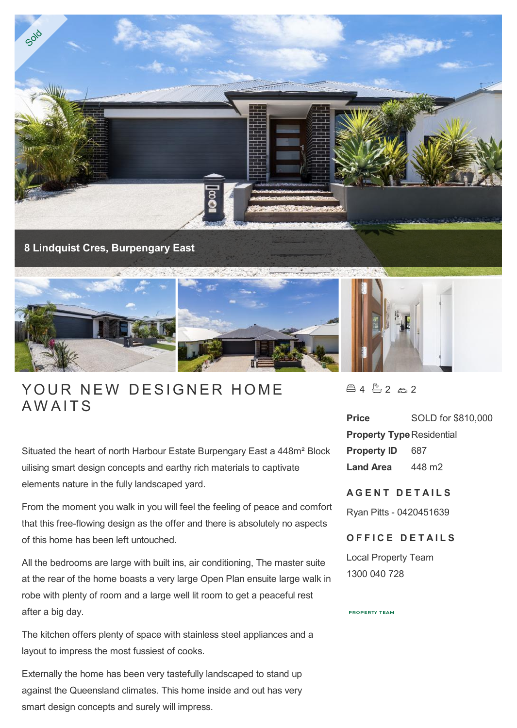Sold

8 Lindquist Cres, Burpengary East

# YOUR NEW DESIGNER HOME AWAITS

Situated the heart of north Harbour Estate Burpengary East a 448m² Block uilising smart design concepts and earthy rich materials to captivate elements nature in the fully landscaped yard.

From the moment you walk in you will feel the feeling of peace and comfort that this free-flowing design as the offer and there is absolutely no aspects of this home has been left untouched.

All the bedrooms are large with built ins, air conditioning, The master suite at the rear of the home boasts a very large Open Plan ensuite large walk in robe with plenty of room and a large well lit room to get a peaceful rest after a big day.

The kitchen offers plenty of space with stainless steel appliances and a layout to impress the most fussiest of cooks.

Externally the home has been very tastefully landscaped to stand up against the Queensland climates. This home inside and out has very smart design concepts and surely will impress.

4 2 2

| | |
|---|---|
| **Price** | SOLD for $810,000 |
| **Property Type** | Residential |
| **Property ID** | 687 |
| **Land Area** | 448 m2 |

## AGENT DETAILS

Ryan Pitts - 0420451639

## OFFICE DETAILS

Local Property Team
1300 040 728

PROPERTY TEAM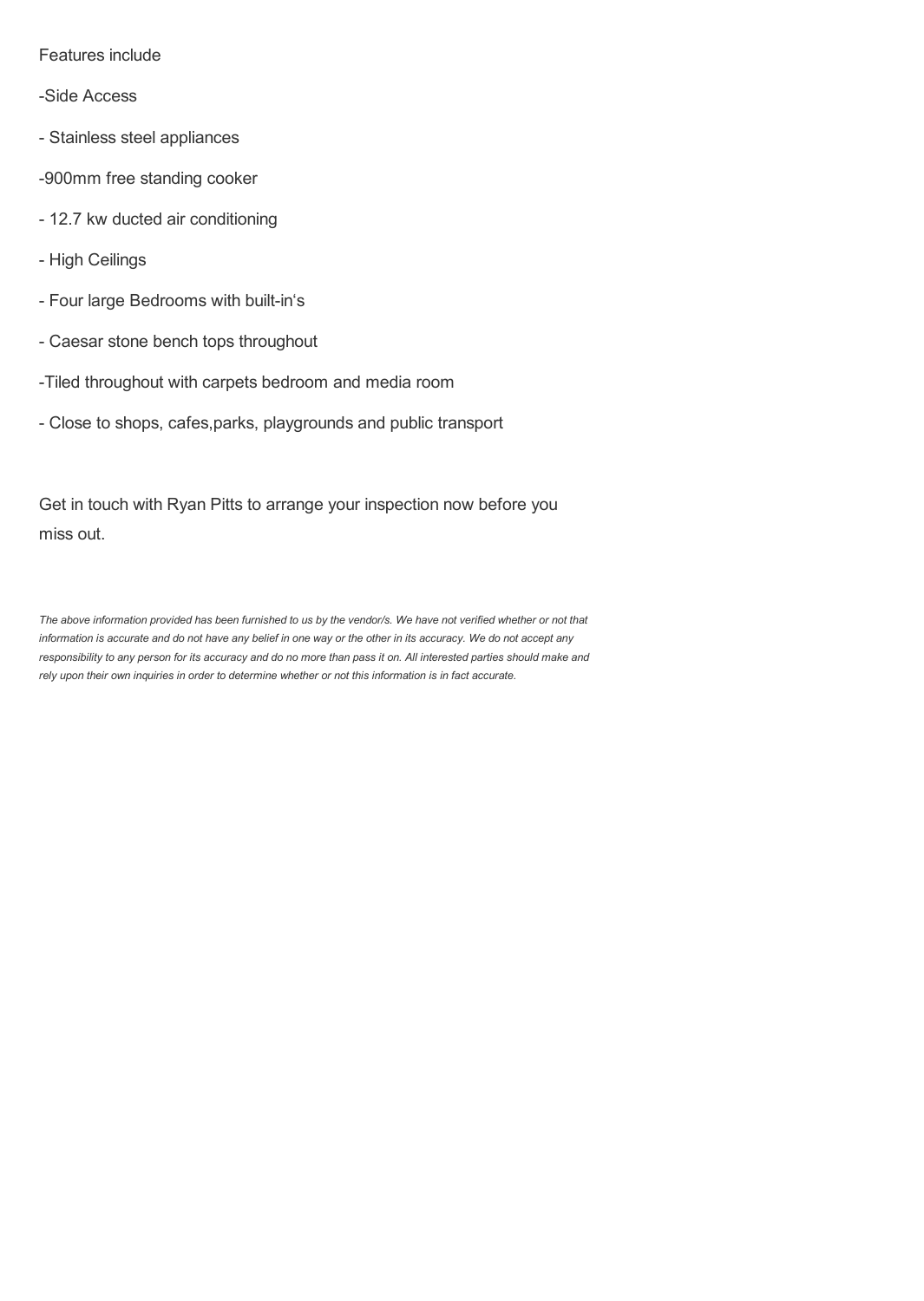Features include

-Side Access

- Stainless steel appliances

-900mm free standing cooker

- 12.7 kw ducted air conditioning

- High Ceilings

- Four large Bedrooms with built-in's

- Caesar stone bench tops throughout

-Tiled throughout with carpets bedroom and media room

- Close to shops, cafes,parks, playgrounds and public transport

Get in touch with Ryan Pitts to arrange your inspection now before you miss out.

*The above information provided has been furnished to us by the vendor/s. We have not verified whether or not that information is accurate and do not have any belief in one way or the other in its accuracy. We do not accept any responsibility to any person for its accuracy and do no more than pass it on. All interested parties should make and rely upon their own inquiries in order to determine whether or not this information is in fact accurate.*